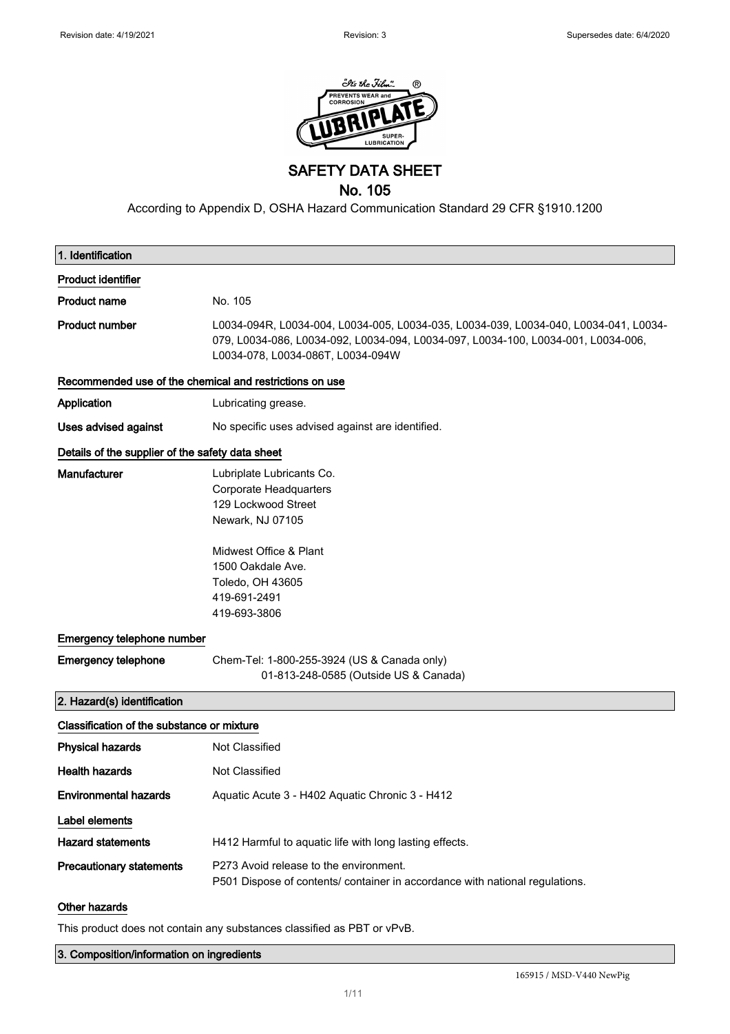Revision date: 4/19/2021 | Revision: 3 | Supersedes date: 6/4/2020

# SAFETY DATA SHEET

## No. 105

According to Appendix D, OSHA Hazard Communication Standard 29 CFR §1910.1200

## 1. Identification

### Product identifier

| | |
|---|---|
| **Product name** | No. 105 |
| **Product number** | L0034-094R, L0034-004, L0034-005, L0034-035, L0034-039, L0034-040, L0034-041, L0034-079, L0034-086, L0034-092, L0034-094, L0034-097, L0034-100, L0034-001, L0034-006, L0034-078, L0034-086T, L0034-094W |

### Recommended use of the chemical and restrictions on use

| | |
|---|---|
| **Application** | Lubricating grease. |
| **Uses advised against** | No specific uses advised against are identified. |

### Details of the supplier of the safety data sheet

**Manufacturer**

Lubriplate Lubricants Co.
Corporate Headquarters
129 Lockwood Street
Newark, NJ 07105

Midwest Office & Plant
1500 Oakdale Ave.
Toledo, OH 43605
419-691-2491
419-693-3806

### Emergency telephone number

**Emergency telephone**

Chem-Tel: 1-800-255-3924 (US & Canada only)
01-813-248-0585 (Outside US & Canada)

## 2. Hazard(s) identification

### Classification of the substance or mixture

| | |
|---|---|
| **Physical hazards** | Not Classified |
| **Health hazards** | Not Classified |
| **Environmental hazards** | Aquatic Acute 3 - H402 Aquatic Chronic 3 - H412 |

### Label elements

| | |
|---|---|
| **Hazard statements** | H412 Harmful to aquatic life with long lasting effects. |
| **Precautionary statements** | P273 Avoid release to the environment.<br>P501 Dispose of contents/ container in accordance with national regulations. |

### Other hazards

This product does not contain any substances classified as PBT or vPvB.

## 3. Composition/information on ingredients

165915 / MSD-V440 NewPig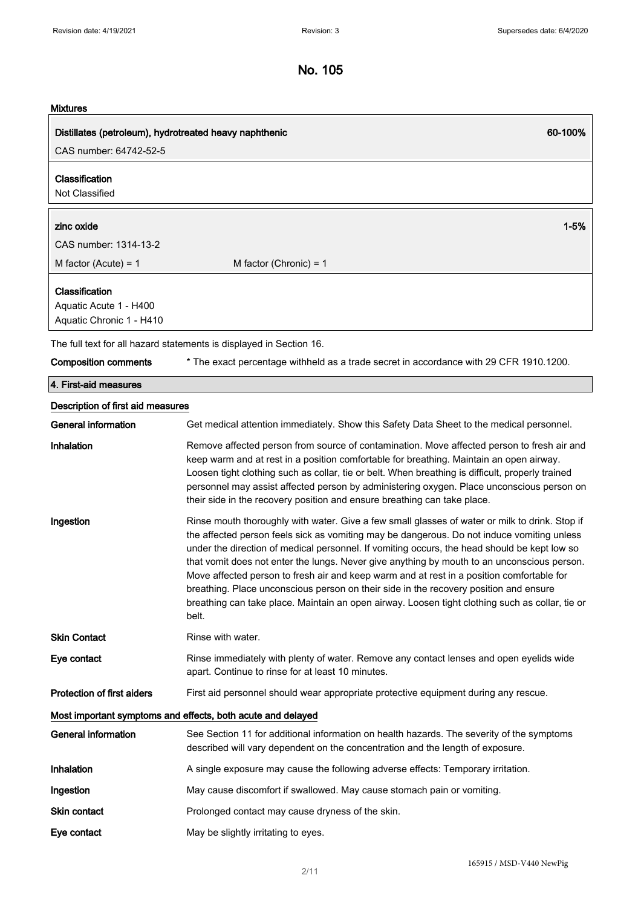# No. 105

**Mixtures**

| **Distillates (petroleum), hydrotreated heavy naphthenic** | **60-100%** |
|---|---|
| CAS number: 64742-52-5 | |
| **Classification** | |
| Not Classified | |

| **zinc oxide** | **1-5%** |
|---|---|
| CAS number: 1314-13-2 | |
| M factor (Acute) = 1 | M factor (Chronic) = 1 |
| **Classification** | |
| Aquatic Acute 1 - H400 | |
| Aquatic Chronic 1 - H410 | |

The full text for all hazard statements is displayed in Section 16.

**Composition comments** * The exact percentage withheld as a trade secret in accordance with 29 CFR 1910.1200.

## 4. First-aid measures

### Description of first aid measures

**General information** Get medical attention immediately. Show this Safety Data Sheet to the medical personnel.

**Inhalation** Remove affected person from source of contamination. Move affected person to fresh air and keep warm and at rest in a position comfortable for breathing. Maintain an open airway. Loosen tight clothing such as collar, tie or belt. When breathing is difficult, properly trained personnel may assist affected person by administering oxygen. Place unconscious person on their side in the recovery position and ensure breathing can take place.

**Ingestion** Rinse mouth thoroughly with water. Give a few small glasses of water or milk to drink. Stop if the affected person feels sick as vomiting may be dangerous. Do not induce vomiting unless under the direction of medical personnel. If vomiting occurs, the head should be kept low so that vomit does not enter the lungs. Never give anything by mouth to an unconscious person. Move affected person to fresh air and keep warm and at rest in a position comfortable for breathing. Place unconscious person on their side in the recovery position and ensure breathing can take place. Maintain an open airway. Loosen tight clothing such as collar, tie or belt.

**Skin Contact** Rinse with water.

**Eye contact** Rinse immediately with plenty of water. Remove any contact lenses and open eyelids wide apart. Continue to rinse for at least 10 minutes.

**Protection of first aiders** First aid personnel should wear appropriate protective equipment during any rescue.

### Most important symptoms and effects, both acute and delayed

**General information** See Section 11 for additional information on health hazards. The severity of the symptoms described will vary dependent on the concentration and the length of exposure.

**Inhalation** A single exposure may cause the following adverse effects: Temporary irritation.

**Ingestion** May cause discomfort if swallowed. May cause stomach pain or vomiting.

**Skin contact** Prolonged contact may cause dryness of the skin.

**Eye contact** May be slightly irritating to eyes.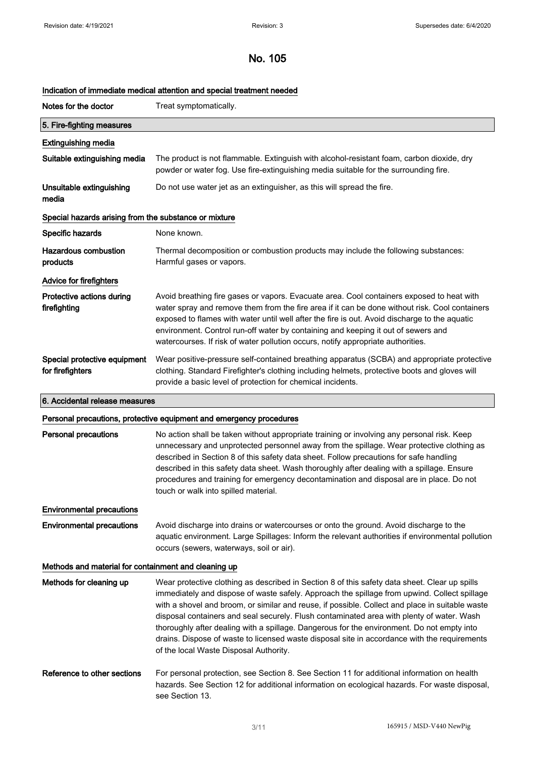# No. 105

### Indication of immediate medical attention and special treatment needed

**Notes for the doctor** Treat symptomatically.

## 5. Fire-fighting measures

### Extinguishing media

**Suitable extinguishing media** The product is not flammable. Extinguish with alcohol-resistant foam, carbon dioxide, dry powder or water fog. Use fire-extinguishing media suitable for the surrounding fire.

**Unsuitable extinguishing media** Do not use water jet as an extinguisher, as this will spread the fire.

### Special hazards arising from the substance or mixture

**Specific hazards** None known.

**Hazardous combustion products** Thermal decomposition or combustion products may include the following substances: Harmful gases or vapors.

### Advice for firefighters

**Protective actions during firefighting** Avoid breathing fire gases or vapors. Evacuate area. Cool containers exposed to heat with water spray and remove them from the fire area if it can be done without risk. Cool containers exposed to flames with water until well after the fire is out. Avoid discharge to the aquatic environment. Control run-off water by containing and keeping it out of sewers and watercourses. If risk of water pollution occurs, notify appropriate authorities.

**Special protective equipment for firefighters** Wear positive-pressure self-contained breathing apparatus (SCBA) and appropriate protective clothing. Standard Firefighter's clothing including helmets, protective boots and gloves will provide a basic level of protection for chemical incidents.

## 6. Accidental release measures

### Personal precautions, protective equipment and emergency procedures

**Personal precautions** No action shall be taken without appropriate training or involving any personal risk. Keep unnecessary and unprotected personnel away from the spillage. Wear protective clothing as described in Section 8 of this safety data sheet. Follow precautions for safe handling described in this safety data sheet. Wash thoroughly after dealing with a spillage. Ensure procedures and training for emergency decontamination and disposal are in place. Do not touch or walk into spilled material.

### Environmental precautions

**Environmental precautions** Avoid discharge into drains or watercourses or onto the ground. Avoid discharge to the aquatic environment. Large Spillages: Inform the relevant authorities if environmental pollution occurs (sewers, waterways, soil or air).

### Methods and material for containment and cleaning up

**Methods for cleaning up** Wear protective clothing as described in Section 8 of this safety data sheet. Clear up spills immediately and dispose of waste safely. Approach the spillage from upwind. Collect spillage with a shovel and broom, or similar and reuse, if possible. Collect and place in suitable waste disposal containers and seal securely. Flush contaminated area with plenty of water. Wash thoroughly after dealing with a spillage. Dangerous for the environment. Do not empty into drains. Dispose of waste to licensed waste disposal site in accordance with the requirements of the local Waste Disposal Authority.

**Reference to other sections** For personal protection, see Section 8. See Section 11 for additional information on health hazards. See Section 12 for additional information on ecological hazards. For waste disposal, see Section 13.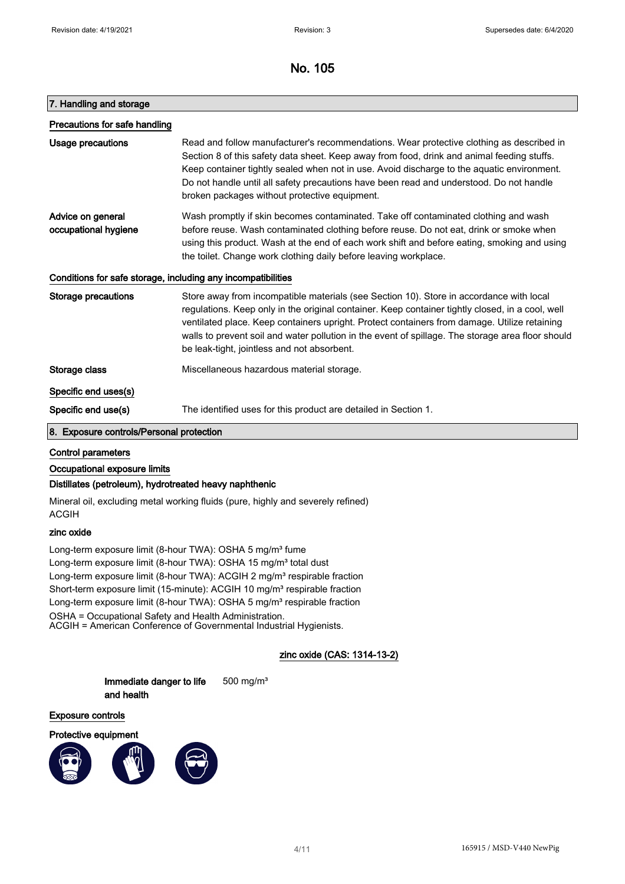# No. 105

## 7. Handling and storage

### Precautions for safe handling

**Usage precautions** Read and follow manufacturer's recommendations. Wear protective clothing as described in Section 8 of this safety data sheet. Keep away from food, drink and animal feeding stuffs. Keep container tightly sealed when not in use. Avoid discharge to the aquatic environment. Do not handle until all safety precautions have been read and understood. Do not handle broken packages without protective equipment.

**Advice on general occupational hygiene** Wash promptly if skin becomes contaminated. Take off contaminated clothing and wash before reuse. Wash contaminated clothing before reuse. Do not eat, drink or smoke when using this product. Wash at the end of each work shift and before eating, smoking and using the toilet. Change work clothing daily before leaving workplace.

### Conditions for safe storage, including any incompatibilities

**Storage precautions** Store away from incompatible materials (see Section 10). Store in accordance with local regulations. Keep only in the original container. Keep container tightly closed, in a cool, well ventilated place. Keep containers upright. Protect containers from damage. Utilize retaining walls to prevent soil and water pollution in the event of spillage. The storage area floor should be leak-tight, jointless and not absorbent.

**Storage class** Miscellaneous hazardous material storage.

### Specific end uses(s)

**Specific end use(s)** The identified uses for this product are detailed in Section 1.

## 8. Exposure controls/Personal protection

### Control parameters

### Occupational exposure limits

**Distillates (petroleum), hydrotreated heavy naphthenic**

Mineral oil, excluding metal working fluids (pure, highly and severely refined)
ACGIH

**zinc oxide**

Long-term exposure limit (8-hour TWA): OSHA 5 mg/m³ fume
Long-term exposure limit (8-hour TWA): OSHA 15 mg/m³ total dust
Long-term exposure limit (8-hour TWA): ACGIH 2 mg/m³ respirable fraction
Short-term exposure limit (15-minute): ACGIH 10 mg/m³ respirable fraction
Long-term exposure limit (8-hour TWA): OSHA 5 mg/m³ respirable fraction

OSHA = Occupational Safety and Health Administration.
ACGIH = American Conference of Governmental Industrial Hygienists.

**zinc oxide (CAS: 1314-13-2)**

**Immediate danger to life and health** 500 mg/m³

### Exposure controls

**Protective equipment**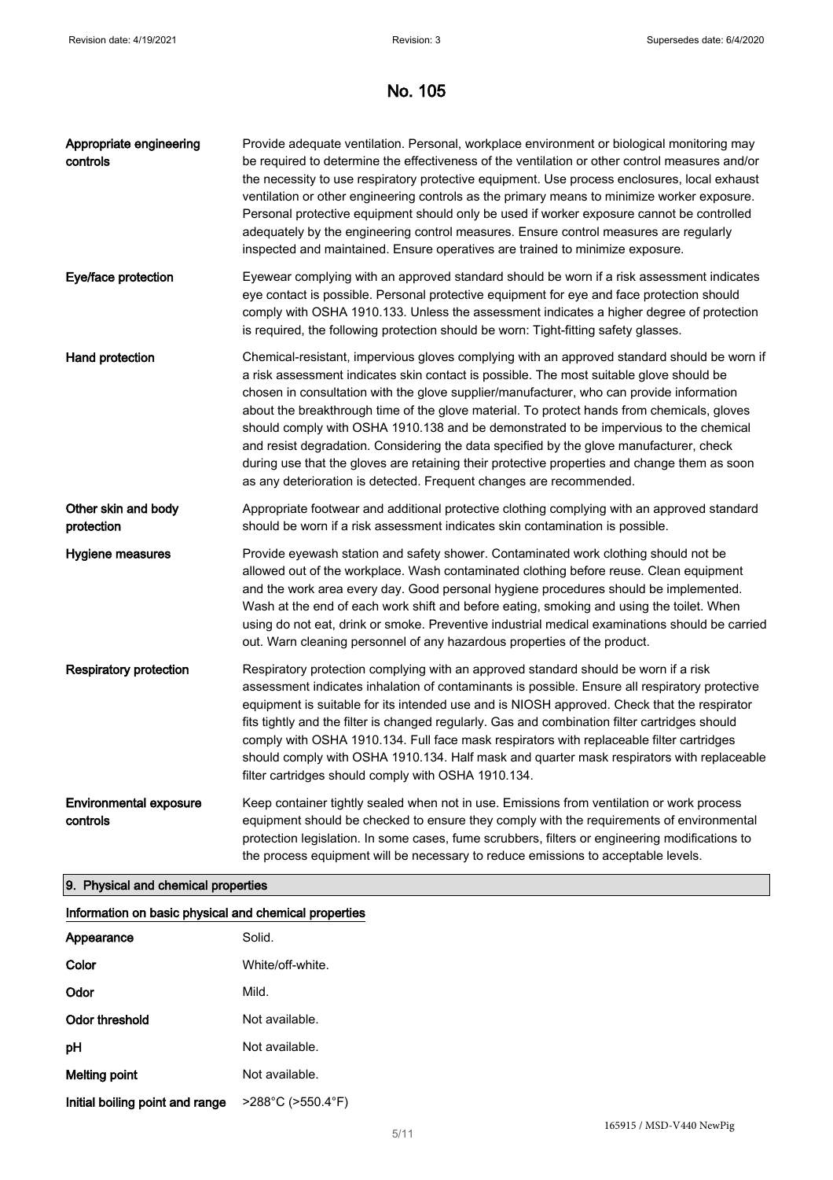| | |
|---|---|
| **Appropriate engineering controls** | Provide adequate ventilation. Personal, workplace environment or biological monitoring may be required to determine the effectiveness of the ventilation or other control measures and/or the necessity to use respiratory protective equipment. Use process enclosures, local exhaust ventilation or other engineering controls as the primary means to minimize worker exposure. Personal protective equipment should only be used if worker exposure cannot be controlled adequately by the engineering control measures. Ensure control measures are regularly inspected and maintained. Ensure operatives are trained to minimize exposure. |
| **Eye/face protection** | Eyewear complying with an approved standard should be worn if a risk assessment indicates eye contact is possible. Personal protective equipment for eye and face protection should comply with OSHA 1910.133. Unless the assessment indicates a higher degree of protection is required, the following protection should be worn: Tight-fitting safety glasses. |
| **Hand protection** | Chemical-resistant, impervious gloves complying with an approved standard should be worn if a risk assessment indicates skin contact is possible. The most suitable glove should be chosen in consultation with the glove supplier/manufacturer, who can provide information about the breakthrough time of the glove material. To protect hands from chemicals, gloves should comply with OSHA 1910.138 and be demonstrated to be impervious to the chemical and resist degradation. Considering the data specified by the glove manufacturer, check during use that the gloves are retaining their protective properties and change them as soon as any deterioration is detected. Frequent changes are recommended. |
| **Other skin and body protection** | Appropriate footwear and additional protective clothing complying with an approved standard should be worn if a risk assessment indicates skin contamination is possible. |
| **Hygiene measures** | Provide eyewash station and safety shower. Contaminated work clothing should not be allowed out of the workplace. Wash contaminated clothing before reuse. Clean equipment and the work area every day. Good personal hygiene procedures should be implemented. Wash at the end of each work shift and before eating, smoking and using the toilet. When using do not eat, drink or smoke. Preventive industrial medical examinations should be carried out. Warn cleaning personnel of any hazardous properties of the product. |
| **Respiratory protection** | Respiratory protection complying with an approved standard should be worn if a risk assessment indicates inhalation of contaminants is possible. Ensure all respiratory protective equipment is suitable for its intended use and is NIOSH approved. Check that the respirator fits tightly and the filter is changed regularly. Gas and combination filter cartridges should comply with OSHA 1910.134. Full face mask respirators with replaceable filter cartridges should comply with OSHA 1910.134. Half mask and quarter mask respirators with replaceable filter cartridges should comply with OSHA 1910.134. |
| **Environmental exposure controls** | Keep container tightly sealed when not in use. Emissions from ventilation or work process equipment should be checked to ensure they comply with the requirements of environmental protection legislation. In some cases, fume scrubbers, filters or engineering modifications to the process equipment will be necessary to reduce emissions to acceptable levels. |

## 9. Physical and chemical properties

### Information on basic physical and chemical properties

| | |
|---|---|
| **Appearance** | Solid. |
| **Color** | White/off-white. |
| **Odor** | Mild. |
| **Odor threshold** | Not available. |
| **pH** | Not available. |
| **Melting point** | Not available. |
| **Initial boiling point and range** | >288°C (>550.4°F) |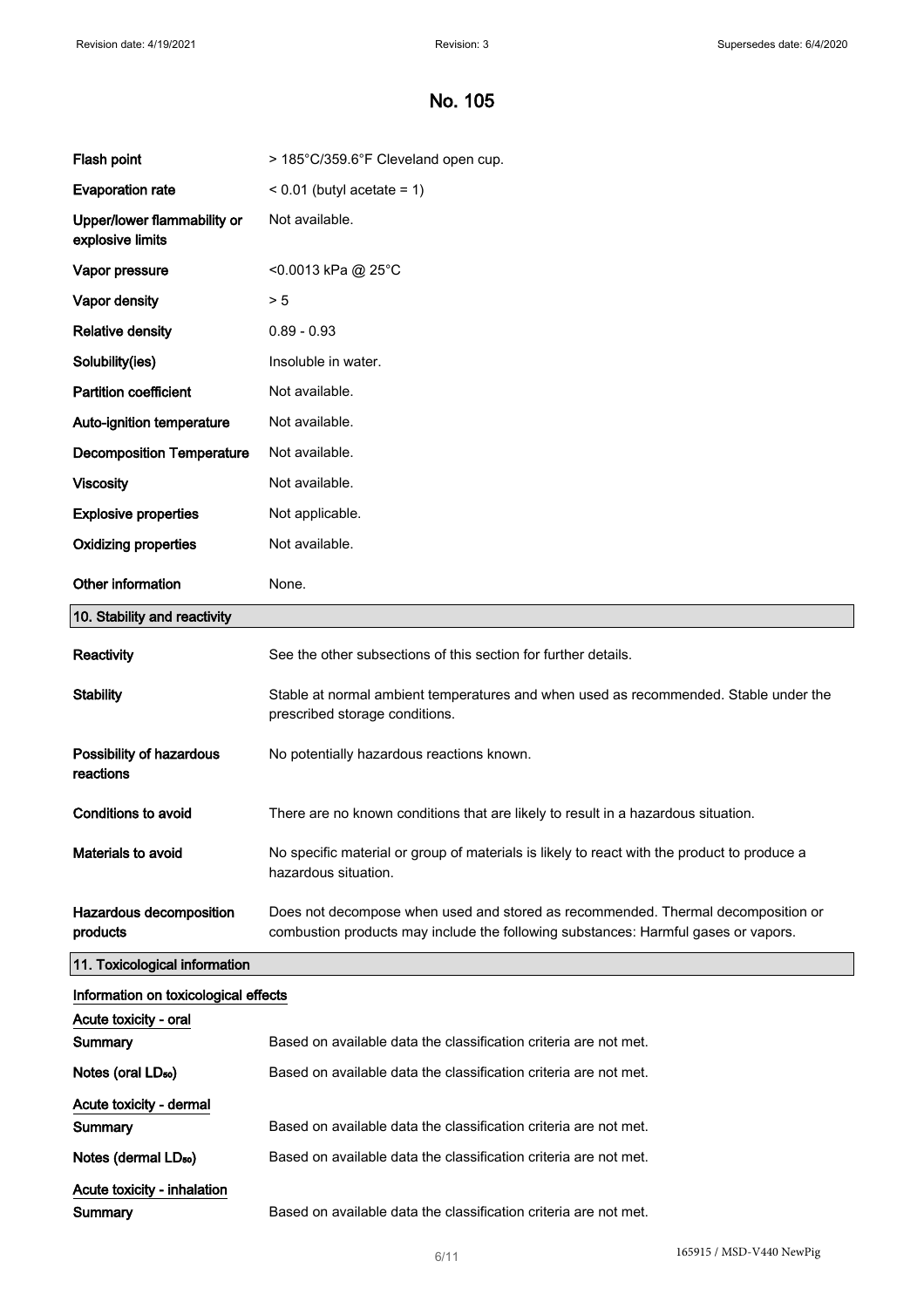# No. 105

| | |
|---|---|
| **Flash point** | > 185°C/359.6°F Cleveland open cup. |
| **Evaporation rate** | < 0.01 (butyl acetate = 1) |
| **Upper/lower flammability or explosive limits** | Not available. |
| **Vapor pressure** | <0.0013 kPa @ 25°C |
| **Vapor density** | > 5 |
| **Relative density** | 0.89 - 0.93 |
| **Solubility(ies)** | Insoluble in water. |
| **Partition coefficient** | Not available. |
| **Auto-ignition temperature** | Not available. |
| **Decomposition Temperature** | Not available. |
| **Viscosity** | Not available. |
| **Explosive properties** | Not applicable. |
| **Oxidizing properties** | Not available. |
| **Other information** | None. |

## 10. Stability and reactivity

| | |
|---|---|
| **Reactivity** | See the other subsections of this section for further details. |
| **Stability** | Stable at normal ambient temperatures and when used as recommended. Stable under the prescribed storage conditions. |
| **Possibility of hazardous reactions** | No potentially hazardous reactions known. |
| **Conditions to avoid** | There are no known conditions that are likely to result in a hazardous situation. |
| **Materials to avoid** | No specific material or group of materials is likely to react with the product to produce a hazardous situation. |
| **Hazardous decomposition products** | Does not decompose when used and stored as recommended. Thermal decomposition or combustion products may include the following substances: Harmful gases or vapors. |

## 11. Toxicological information

**Information on toxicological effects**

**Acute toxicity - oral**

| | |
|---|---|
| **Summary** | Based on available data the classification criteria are not met. |
| **Notes (oral $LD_{50}$)** | Based on available data the classification criteria are not met. |

**Acute toxicity - dermal**

| | |
|---|---|
| **Summary** | Based on available data the classification criteria are not met. |
| **Notes (dermal $LD_{50}$)** | Based on available data the classification criteria are not met. |

**Acute toxicity - inhalation**

| | |
|---|---|
| **Summary** | Based on available data the classification criteria are not met. |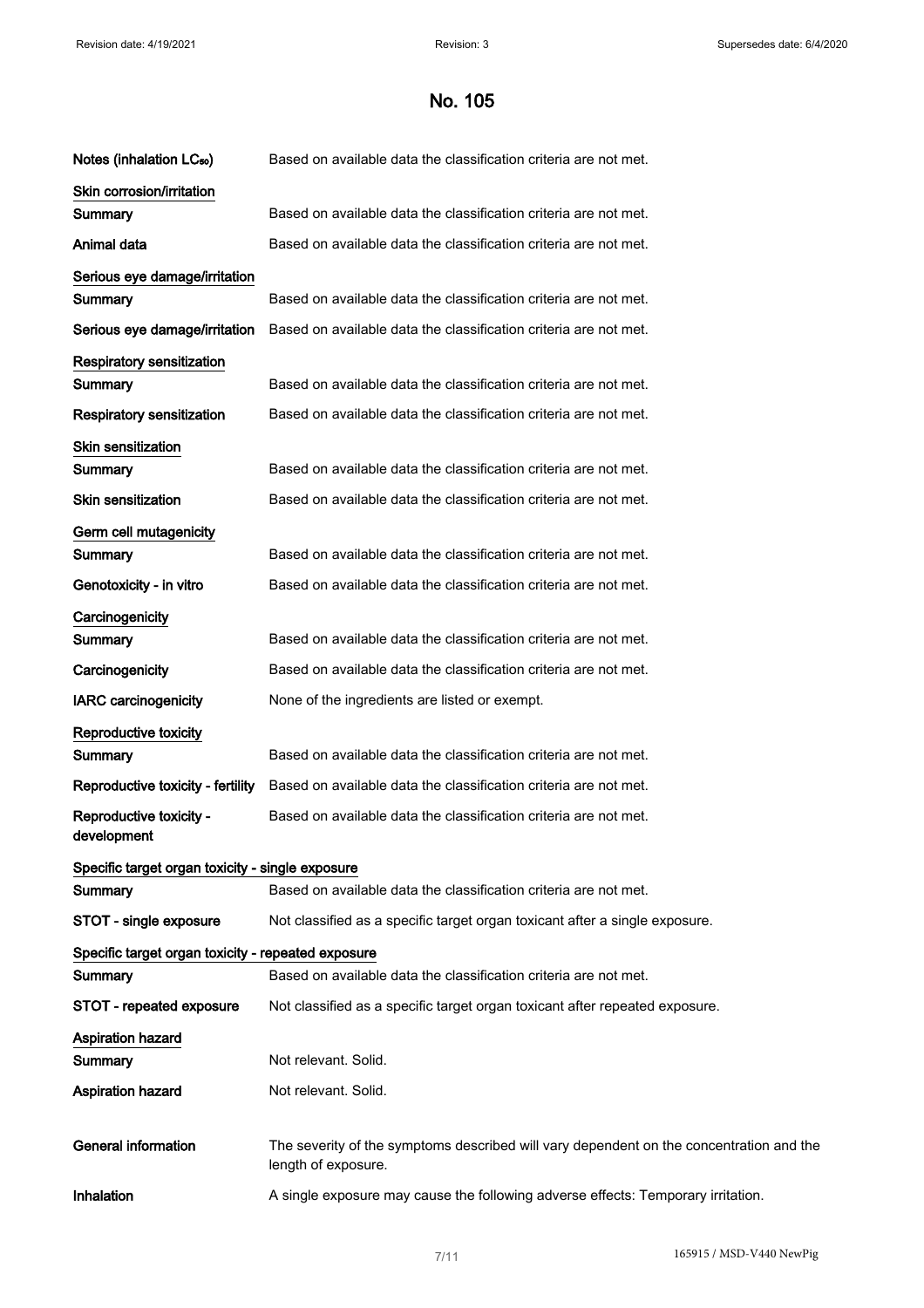# No. 105

**Notes (inhalation $LC_{50}$)** Based on available data the classification criteria are not met.

**Skin corrosion/irritation**

**Summary** Based on available data the classification criteria are not met.

**Animal data** Based on available data the classification criteria are not met.

**Serious eye damage/irritation**

**Summary** Based on available data the classification criteria are not met.

**Serious eye damage/irritation** Based on available data the classification criteria are not met.

**Respiratory sensitization**

**Summary** Based on available data the classification criteria are not met.

**Respiratory sensitization** Based on available data the classification criteria are not met.

**Skin sensitization**

**Summary** Based on available data the classification criteria are not met.

**Skin sensitization** Based on available data the classification criteria are not met.

**Germ cell mutagenicity**

**Summary** Based on available data the classification criteria are not met.

**Genotoxicity - in vitro** Based on available data the classification criteria are not met.

**Carcinogenicity**

**Summary** Based on available data the classification criteria are not met.

**Carcinogenicity** Based on available data the classification criteria are not met.

**IARC carcinogenicity** None of the ingredients are listed or exempt.

**Reproductive toxicity**

**Summary** Based on available data the classification criteria are not met.

**Reproductive toxicity - fertility** Based on available data the classification criteria are not met.

**Reproductive toxicity - development** Based on available data the classification criteria are not met.

**Specific target organ toxicity - single exposure**

**Summary** Based on available data the classification criteria are not met.

**STOT - single exposure** Not classified as a specific target organ toxicant after a single exposure.

**Specific target organ toxicity - repeated exposure**

**Summary** Based on available data the classification criteria are not met.

**STOT - repeated exposure** Not classified as a specific target organ toxicant after repeated exposure.

**Aspiration hazard**

**Summary** Not relevant. Solid.

**Aspiration hazard** Not relevant. Solid.

**General information** The severity of the symptoms described will vary dependent on the concentration and the length of exposure.

**Inhalation** A single exposure may cause the following adverse effects: Temporary irritation.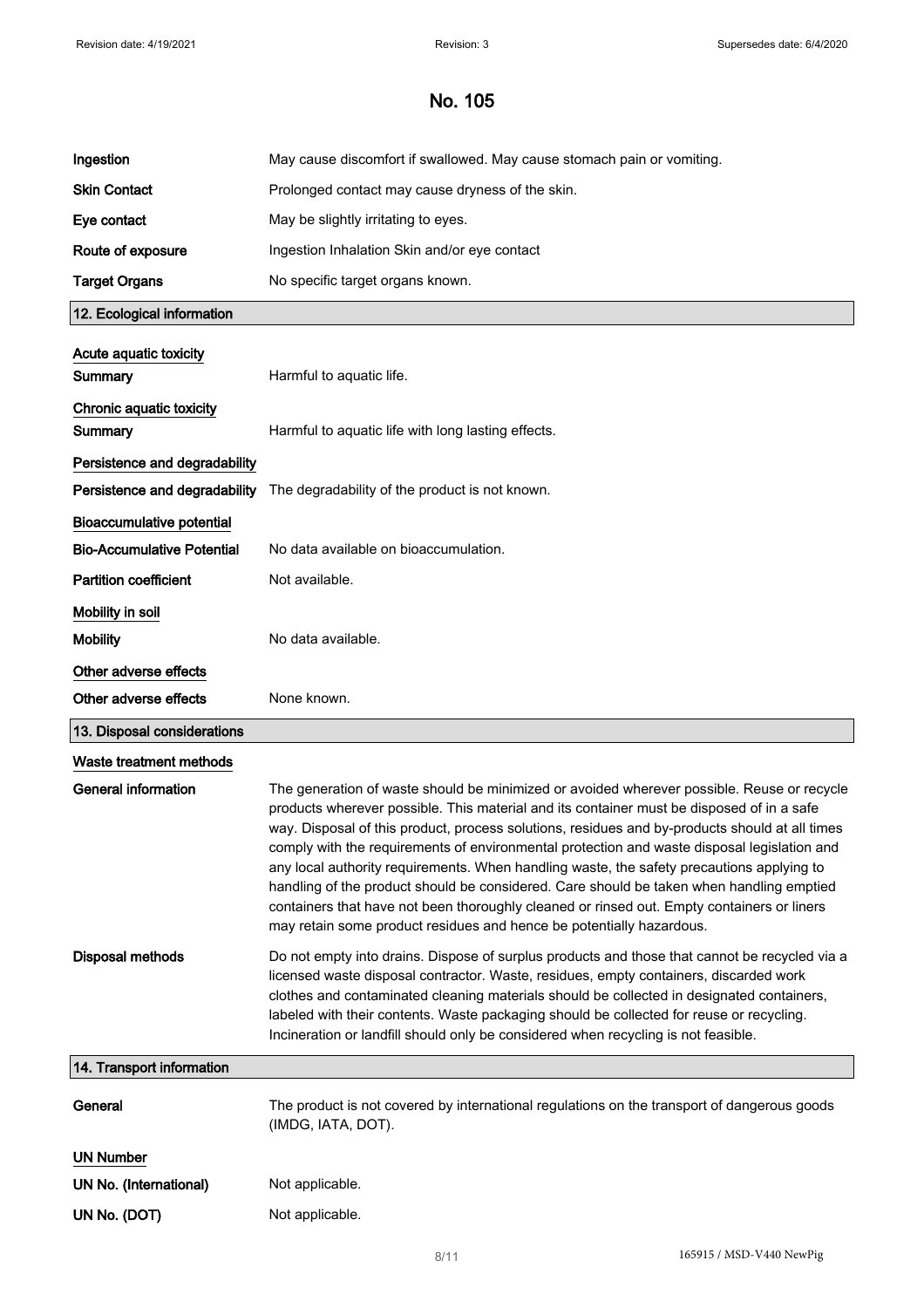# No. 105

| | |
|---|---|
| **Ingestion** | May cause discomfort if swallowed. May cause stomach pain or vomiting. |
| **Skin Contact** | Prolonged contact may cause dryness of the skin. |
| **Eye contact** | May be slightly irritating to eyes. |
| **Route of exposure** | Ingestion Inhalation Skin and/or eye contact |
| **Target Organs** | No specific target organs known. |

## 12. Ecological information

**Acute aquatic toxicity**

| | |
|---|---|
| **Summary** | Harmful to aquatic life. |

**Chronic aquatic toxicity**

| | |
|---|---|
| **Summary** | Harmful to aquatic life with long lasting effects. |

**Persistence and degradability**

| | |
|---|---|
| **Persistence and degradability** | The degradability of the product is not known. |

**Bioaccumulative potential**

| | |
|---|---|
| **Bio-Accumulative Potential** | No data available on bioaccumulation. |
| **Partition coefficient** | Not available. |

**Mobility in soil**

| | |
|---|---|
| **Mobility** | No data available. |

**Other adverse effects**

| | |
|---|---|
| **Other adverse effects** | None known. |

## 13. Disposal considerations

**Waste treatment methods**

| | |
|---|---|
| **General information** | The generation of waste should be minimized or avoided wherever possible. Reuse or recycle products wherever possible. This material and its container must be disposed of in a safe way. Disposal of this product, process solutions, residues and by-products should at all times comply with the requirements of environmental protection and waste disposal legislation and any local authority requirements. When handling waste, the safety precautions applying to handling of the product should be considered. Care should be taken when handling emptied containers that have not been thoroughly cleaned or rinsed out. Empty containers or liners may retain some product residues and hence be potentially hazardous. |
| **Disposal methods** | Do not empty into drains. Dispose of surplus products and those that cannot be recycled via a licensed waste disposal contractor. Waste, residues, empty containers, discarded work clothes and contaminated cleaning materials should be collected in designated containers, labeled with their contents. Waste packaging should be collected for reuse or recycling. Incineration or landfill should only be considered when recycling is not feasible. |

## 14. Transport information

| | |
|---|---|
| **General** | The product is not covered by international regulations on the transport of dangerous goods (IMDG, IATA, DOT). |

**UN Number**

| | |
|---|---|
| **UN No. (International)** | Not applicable. |
| **UN No. (DOT)** | Not applicable. |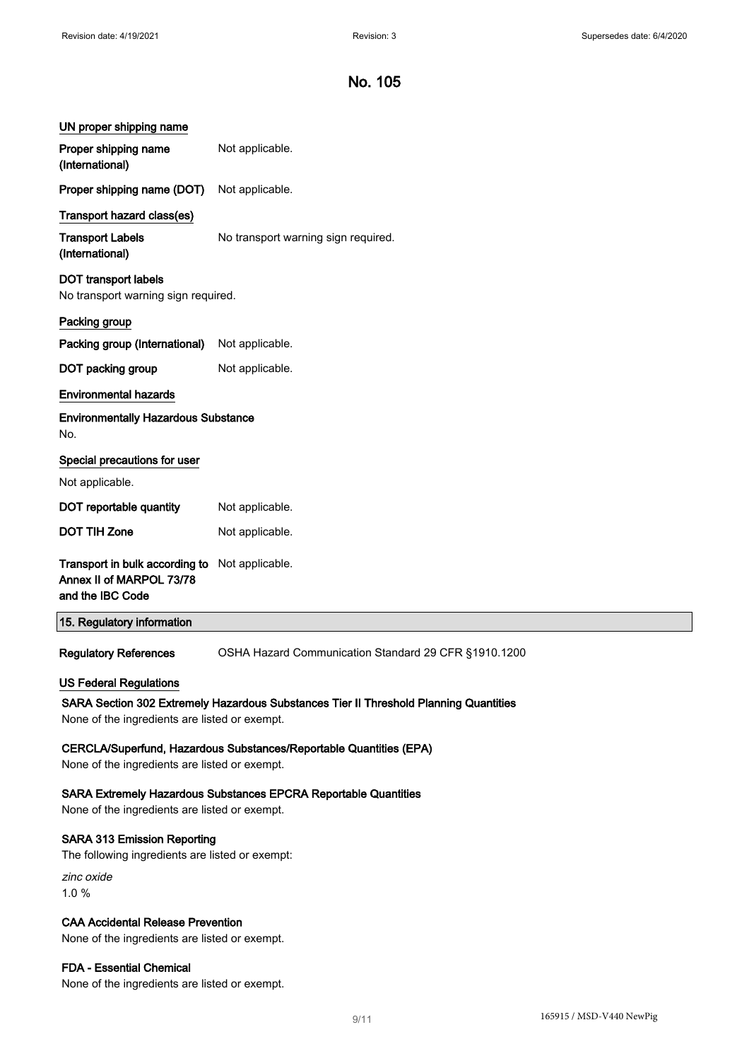# No. 105

### UN proper shipping name

**Proper shipping name (International)** Not applicable.

**Proper shipping name (DOT)** Not applicable.

### Transport hazard class(es)

**Transport Labels (International)** No transport warning sign required.

**DOT transport labels**
No transport warning sign required.

### Packing group

**Packing group (International)** Not applicable.

**DOT packing group** Not applicable.

### Environmental hazards

**Environmentally Hazardous Substance**
No.

### Special precautions for user

Not applicable.

**DOT reportable quantity** Not applicable.

**DOT TIH Zone** Not applicable.

**Transport in bulk according to Annex II of MARPOL 73/78 and the IBC Code** Not applicable.

## 15. Regulatory information

**Regulatory References** OSHA Hazard Communication Standard 29 CFR §1910.1200

### US Federal Regulations

**SARA Section 302 Extremely Hazardous Substances Tier II Threshold Planning Quantities**
None of the ingredients are listed or exempt.

**CERCLA/Superfund, Hazardous Substances/Reportable Quantities (EPA)**
None of the ingredients are listed or exempt.

**SARA Extremely Hazardous Substances EPCRA Reportable Quantities**
None of the ingredients are listed or exempt.

**SARA 313 Emission Reporting**
The following ingredients are listed or exempt:

*zinc oxide*
1.0 %

**CAA Accidental Release Prevention**
None of the ingredients are listed or exempt.

**FDA - Essential Chemical**
None of the ingredients are listed or exempt.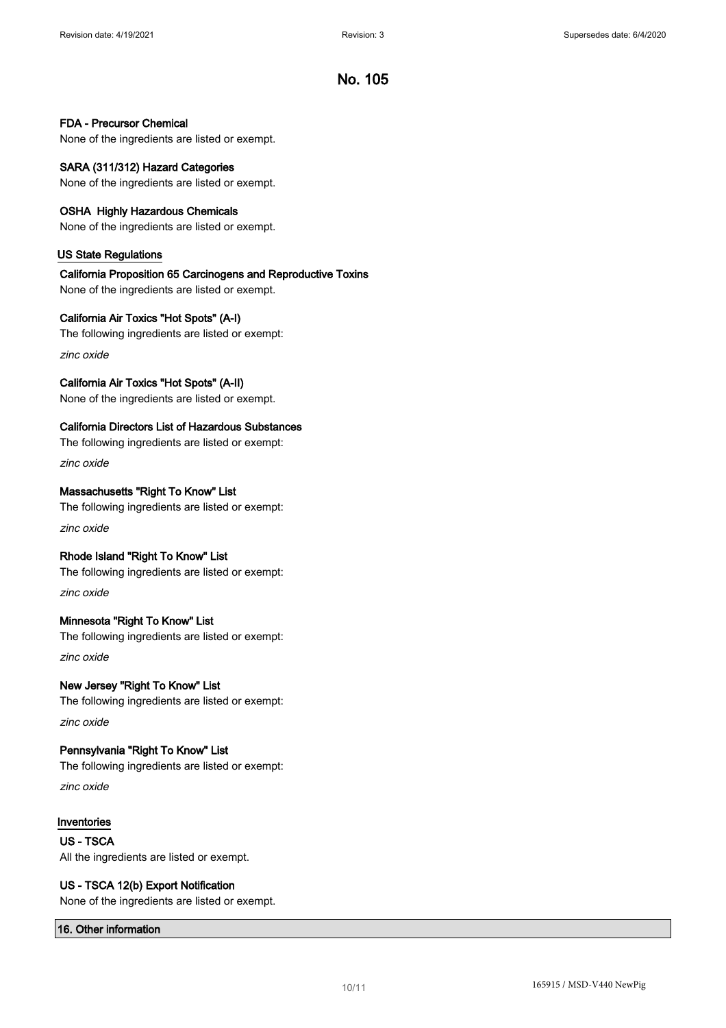# No. 105

**FDA - Precursor Chemical**

None of the ingredients are listed or exempt.

**SARA (311/312) Hazard Categories**

None of the ingredients are listed or exempt.

**OSHA Highly Hazardous Chemicals**

None of the ingredients are listed or exempt.

## US State Regulations

**California Proposition 65 Carcinogens and Reproductive Toxins**

None of the ingredients are listed or exempt.

**California Air Toxics "Hot Spots" (A-I)**

The following ingredients are listed or exempt:

*zinc oxide*

**California Air Toxics "Hot Spots" (A-II)**

None of the ingredients are listed or exempt.

**California Directors List of Hazardous Substances**

The following ingredients are listed or exempt:

*zinc oxide*

**Massachusetts "Right To Know" List**

The following ingredients are listed or exempt:

*zinc oxide*

**Rhode Island "Right To Know" List**

The following ingredients are listed or exempt:

*zinc oxide*

**Minnesota "Right To Know" List**

The following ingredients are listed or exempt:

*zinc oxide*

**New Jersey "Right To Know" List**

The following ingredients are listed or exempt:

*zinc oxide*

**Pennsylvania "Right To Know" List**

The following ingredients are listed or exempt:

*zinc oxide*

## Inventories

**US - TSCA**

All the ingredients are listed or exempt.

**US - TSCA 12(b) Export Notification**

None of the ingredients are listed or exempt.

## 16. Other information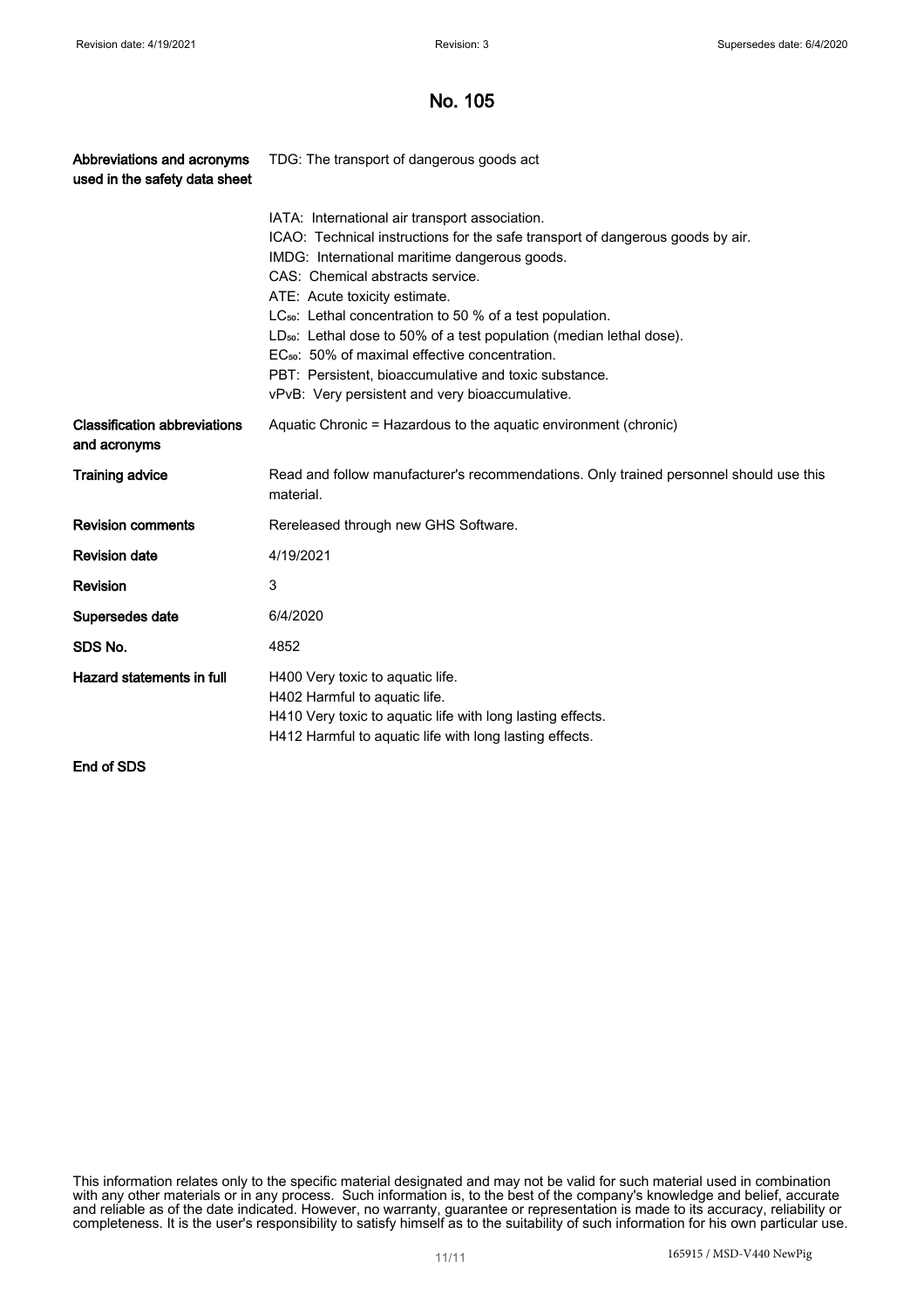# No. 105

| | |
|---|---|
| **Abbreviations and acronyms used in the safety data sheet** | TDG: The transport of dangerous goods act |
| | IATA: International air transport association.<br>ICAO: Technical instructions for the safe transport of dangerous goods by air.<br>IMDG: International maritime dangerous goods.<br>CAS: Chemical abstracts service.<br>ATE: Acute toxicity estimate.<br>$LC_{50}$: Lethal concentration to 50 % of a test population.<br>$LD_{50}$: Lethal dose to 50% of a test population (median lethal dose).<br>$EC_{50}$: 50% of maximal effective concentration.<br>PBT: Persistent, bioaccumulative and toxic substance.<br>vPvB: Very persistent and very bioaccumulative. |
| **Classification abbreviations and acronyms** | Aquatic Chronic = Hazardous to the aquatic environment (chronic) |
| **Training advice** | Read and follow manufacturer's recommendations. Only trained personnel should use this material. |
| **Revision comments** | Rereleased through new GHS Software. |
| **Revision date** | 4/19/2021 |
| **Revision** | 3 |
| **Supersedes date** | 6/4/2020 |
| **SDS No.** | 4852 |
| **Hazard statements in full** | H400 Very toxic to aquatic life.<br>H402 Harmful to aquatic life.<br>H410 Very toxic to aquatic life with long lasting effects.<br>H412 Harmful to aquatic life with long lasting effects. |

**End of SDS**

This information relates only to the specific material designated and may not be valid for such material used in combination with any other materials or in any process. Such information is, to the best of the company's knowledge and belief, accurate and reliable as of the date indicated. However, no warranty, guarantee or representation is made to its accuracy, reliability or completeness. It is the user's responsibility to satisfy himself as to the suitability of such information for his own particular use.